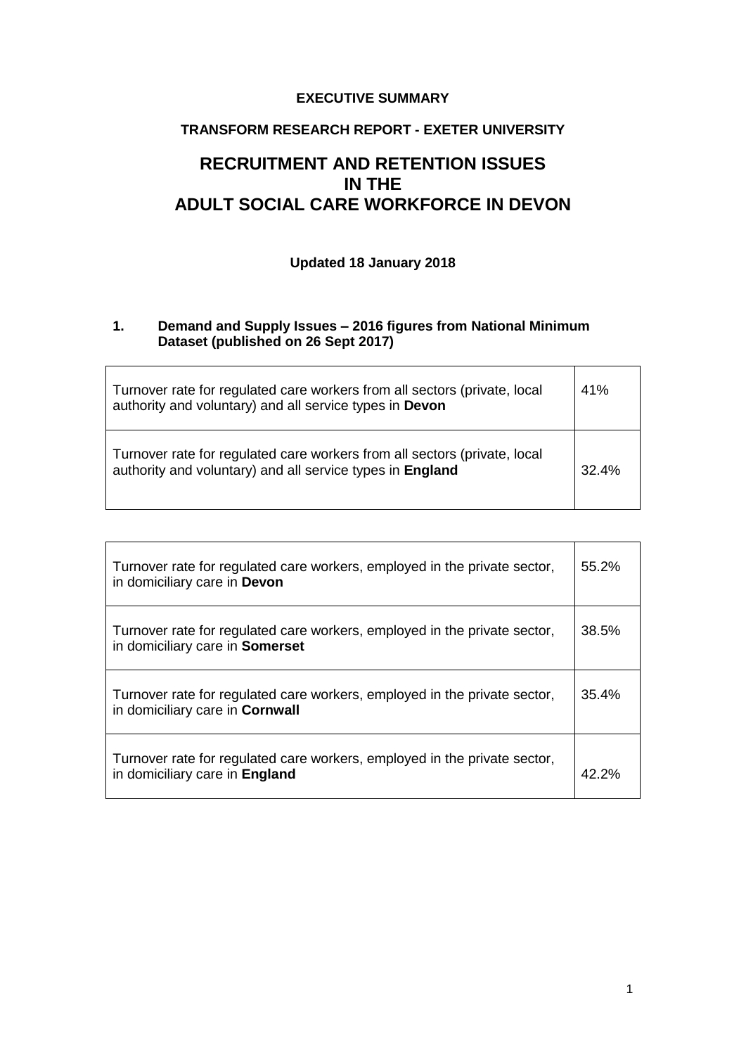**EXECUTIVE SUMMARY**

**TRANSFORM RESEARCH REPORT - EXETER UNIVERSITY**

# RECRUITMENT AND RETENTION ISSUES IN THE ADULT SOCIAL CARE WORKFORCE IN DEVON

**Updated 18 January 2018**

## 1. Demand and Supply Issues – 2016 figures from National Minimum Dataset (published on 26 Sept 2017)

| | |
|---|---|
| Turnover rate for regulated care workers from all sectors (private, local authority and voluntary) and all service types in **Devon** | 41% |
| Turnover rate for regulated care workers from all sectors (private, local authority and voluntary) and all service types in **England** | 32.4% |

| | |
|---|---|
| Turnover rate for regulated care workers, employed in the private sector, in domiciliary care in **Devon** | 55.2% |
| Turnover rate for regulated care workers, employed in the private sector, in domiciliary care in **Somerset** | 38.5% |
| Turnover rate for regulated care workers, employed in the private sector, in domiciliary care in **Cornwall** | 35.4% |
| Turnover rate for regulated care workers, employed in the private sector, in domiciliary care in **England** | 42.2% |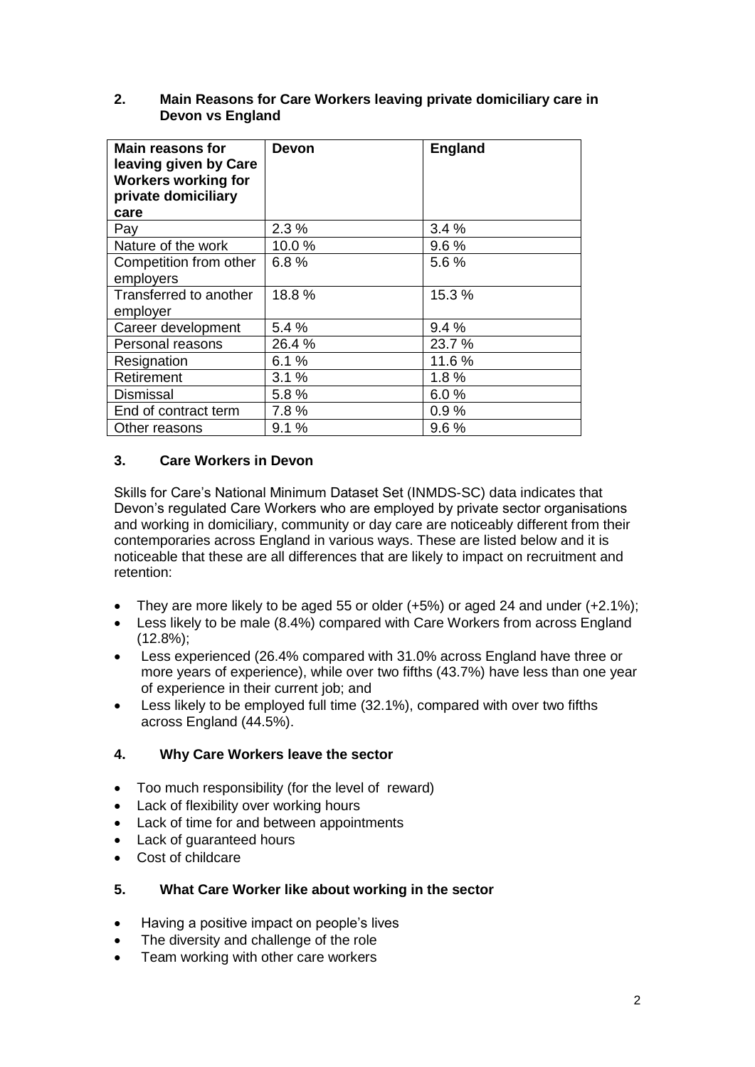## 2. Main Reasons for Care Workers leaving private domiciliary care in Devon vs England

| Main reasons for leaving given by Care Workers working for private domiciliary care | Devon | England |
|---|---|---|
| Pay | 2.3 % | 3.4 % |
| Nature of the work | 10.0 % | 9.6 % |
| Competition from other employers | 6.8 % | 5.6 % |
| Transferred to another employer | 18.8 % | 15.3 % |
| Career development | 5.4 % | 9.4 % |
| Personal reasons | 26.4 % | 23.7 % |
| Resignation | 6.1 % | 11.6 % |
| Retirement | 3.1 % | 1.8 % |
| Dismissal | 5.8 % | 6.0 % |
| End of contract term | 7.8 % | 0.9 % |
| Other reasons | 9.1 % | 9.6 % |

## 3. Care Workers in Devon

Skills for Care's National Minimum Dataset Set (INMDS-SC) data indicates that Devon's regulated Care Workers who are employed by private sector organisations and working in domiciliary, community or day care are noticeably different from their contemporaries across England in various ways. These are listed below and it is noticeable that these are all differences that are likely to impact on recruitment and retention:

- They are more likely to be aged 55 or older (+5%) or aged 24 and under (+2.1%);
- Less likely to be male (8.4%) compared with Care Workers from across England (12.8%);
- Less experienced (26.4% compared with 31.0% across England have three or more years of experience), while over two fifths (43.7%) have less than one year of experience in their current job; and
- Less likely to be employed full time (32.1%), compared with over two fifths across England (44.5%).

## 4. Why Care Workers leave the sector

- Too much responsibility (for the level of reward)
- Lack of flexibility over working hours
- Lack of time for and between appointments
- Lack of guaranteed hours
- Cost of childcare

## 5. What Care Worker like about working in the sector

- Having a positive impact on people's lives
- The diversity and challenge of the role
- Team working with other care workers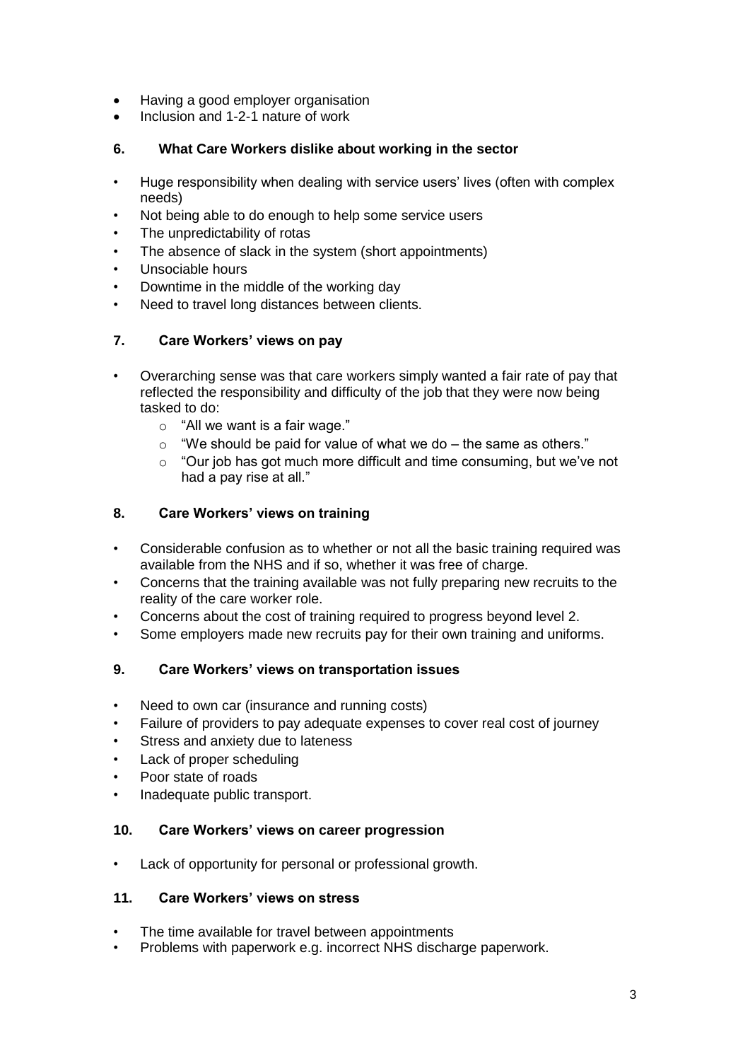- Having a good employer organisation
- Inclusion and 1-2-1 nature of work

### 6. What Care Workers dislike about working in the sector

- Huge responsibility when dealing with service users' lives (often with complex needs)
- Not being able to do enough to help some service users
- The unpredictability of rotas
- The absence of slack in the system (short appointments)
- Unsociable hours
- Downtime in the middle of the working day
- Need to travel long distances between clients.

### 7. Care Workers' views on pay

- Overarching sense was that care workers simply wanted a fair rate of pay that reflected the responsibility and difficulty of the job that they were now being tasked to do:
  - "All we want is a fair wage."
  - "We should be paid for value of what we do – the same as others."
  - "Our job has got much more difficult and time consuming, but we've not had a pay rise at all."

### 8. Care Workers' views on training

- Considerable confusion as to whether or not all the basic training required was available from the NHS and if so, whether it was free of charge.
- Concerns that the training available was not fully preparing new recruits to the reality of the care worker role.
- Concerns about the cost of training required to progress beyond level 2.
- Some employers made new recruits pay for their own training and uniforms.

### 9. Care Workers' views on transportation issues

- Need to own car (insurance and running costs)
- Failure of providers to pay adequate expenses to cover real cost of journey
- Stress and anxiety due to lateness
- Lack of proper scheduling
- Poor state of roads
- Inadequate public transport.

### 10. Care Workers' views on career progression

- Lack of opportunity for personal or professional growth.

### 11. Care Workers' views on stress

- The time available for travel between appointments
- Problems with paperwork e.g. incorrect NHS discharge paperwork.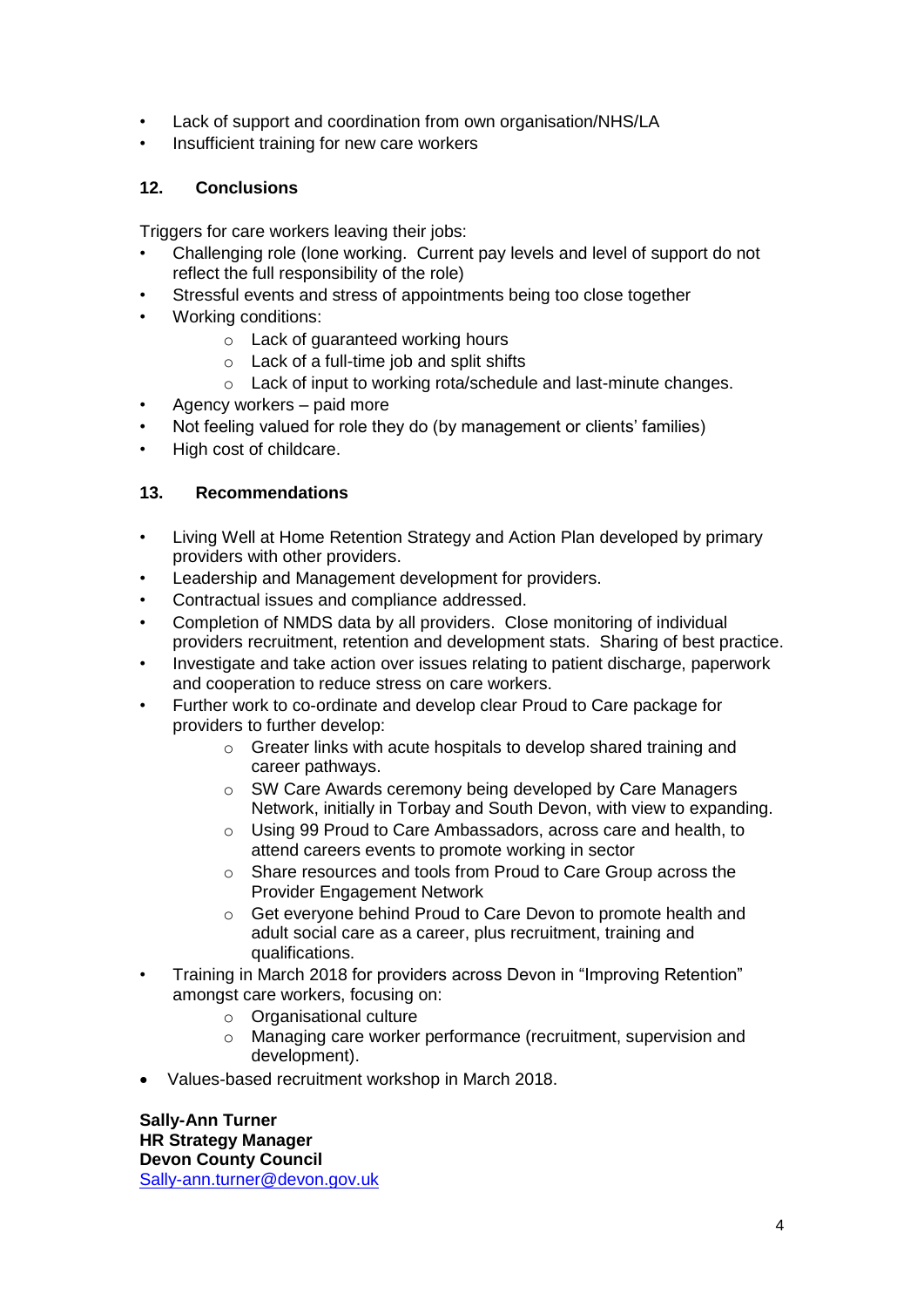- Lack of support and coordination from own organisation/NHS/LA
- Insufficient training for new care workers

## 12. Conclusions

Triggers for care workers leaving their jobs:

- Challenging role (lone working. Current pay levels and level of support do not reflect the full responsibility of the role)
- Stressful events and stress of appointments being too close together
- Working conditions:
    - Lack of guaranteed working hours
    - Lack of a full-time job and split shifts
    - Lack of input to working rota/schedule and last-minute changes.
- Agency workers – paid more
- Not feeling valued for role they do (by management or clients' families)
- High cost of childcare.

## 13. Recommendations

- Living Well at Home Retention Strategy and Action Plan developed by primary providers with other providers.
- Leadership and Management development for providers.
- Contractual issues and compliance addressed.
- Completion of NMDS data by all providers. Close monitoring of individual providers recruitment, retention and development stats. Sharing of best practice.
- Investigate and take action over issues relating to patient discharge, paperwork and cooperation to reduce stress on care workers.
- Further work to co-ordinate and develop clear Proud to Care package for providers to further develop:
    - Greater links with acute hospitals to develop shared training and career pathways.
    - SW Care Awards ceremony being developed by Care Managers Network, initially in Torbay and South Devon, with view to expanding.
    - Using 99 Proud to Care Ambassadors, across care and health, to attend careers events to promote working in sector
    - Share resources and tools from Proud to Care Group across the Provider Engagement Network
    - Get everyone behind Proud to Care Devon to promote health and adult social care as a career, plus recruitment, training and qualifications.
- Training in March 2018 for providers across Devon in "Improving Retention" amongst care workers, focusing on:
    - Organisational culture
    - Managing care worker performance (recruitment, supervision and development).
- Values-based recruitment workshop in March 2018.

**Sally-Ann Turner**
**HR Strategy Manager**
**Devon County Council**
Sally-ann.turner@devon.gov.uk